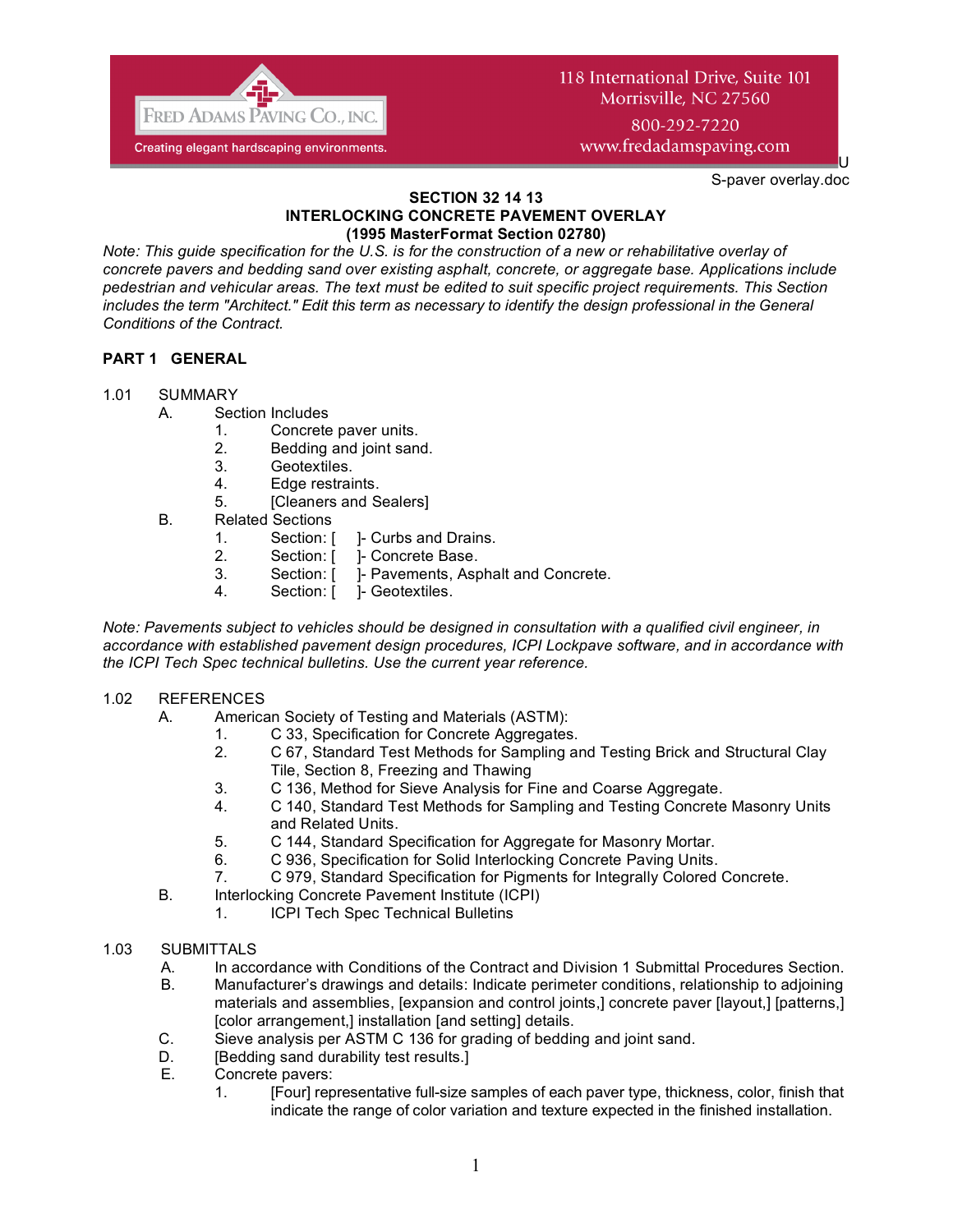Fred Adams Paving Co., Inc.
Creating elegant hardscaping environments.

118 International Drive, Suite 101
Morrisville, NC 27560
800-292-7220
www.fredadamspaving.com

U
S-paver overlay.doc

## SECTION 32 14 13
## INTERLOCKING CONCRETE PAVEMENT OVERLAY
## (1995 MasterFormat Section 02780)

*Note: This guide specification for the U.S. is for the construction of a new or rehabilitative overlay of concrete pavers and bedding sand over existing asphalt, concrete, or aggregate base. Applications include pedestrian and vehicular areas. The text must be edited to suit specific project requirements. This Section includes the term "Architect." Edit this term as necessary to identify the design professional in the General Conditions of the Contract.*

### PART 1 GENERAL

1.01 SUMMARY

- A. Section Includes
  1. Concrete paver units.
  2. Bedding and joint sand.
  3. Geotextiles.
  4. Edge restraints.
  5. [Cleaners and Sealers]
- B. Related Sections
  1. Section: [ ]- Curbs and Drains.
  2. Section: [ ]- Concrete Base.
  3. Section: [ ]- Pavements, Asphalt and Concrete.
  4. Section: [ ]- Geotextiles.

*Note: Pavements subject to vehicles should be designed in consultation with a qualified civil engineer, in accordance with established pavement design procedures, ICPI Lockpave software, and in accordance with the ICPI Tech Spec technical bulletins. Use the current year reference.*

1.02 REFERENCES

- A. American Society of Testing and Materials (ASTM):
  1. C 33, Specification for Concrete Aggregates.
  2. C 67, Standard Test Methods for Sampling and Testing Brick and Structural Clay Tile, Section 8, Freezing and Thawing
  3. C 136, Method for Sieve Analysis for Fine and Coarse Aggregate.
  4. C 140, Standard Test Methods for Sampling and Testing Concrete Masonry Units and Related Units.
  5. C 144, Standard Specification for Aggregate for Masonry Mortar.
  6. C 936, Specification for Solid Interlocking Concrete Paving Units.
  7. C 979, Standard Specification for Pigments for Integrally Colored Concrete.
- B. Interlocking Concrete Pavement Institute (ICPI)
  1. ICPI Tech Spec Technical Bulletins

1.03 SUBMITTALS

- A. In accordance with Conditions of the Contract and Division 1 Submittal Procedures Section.
- B. Manufacturer's drawings and details: Indicate perimeter conditions, relationship to adjoining materials and assemblies, [expansion and control joints,] concrete paver [layout,] [patterns,] [color arrangement,] installation [and setting] details.
- C. Sieve analysis per ASTM C 136 for grading of bedding and joint sand.
- D. [Bedding sand durability test results.]
- E. Concrete pavers:
  1. [Four] representative full-size samples of each paver type, thickness, color, finish that indicate the range of color variation and texture expected in the finished installation.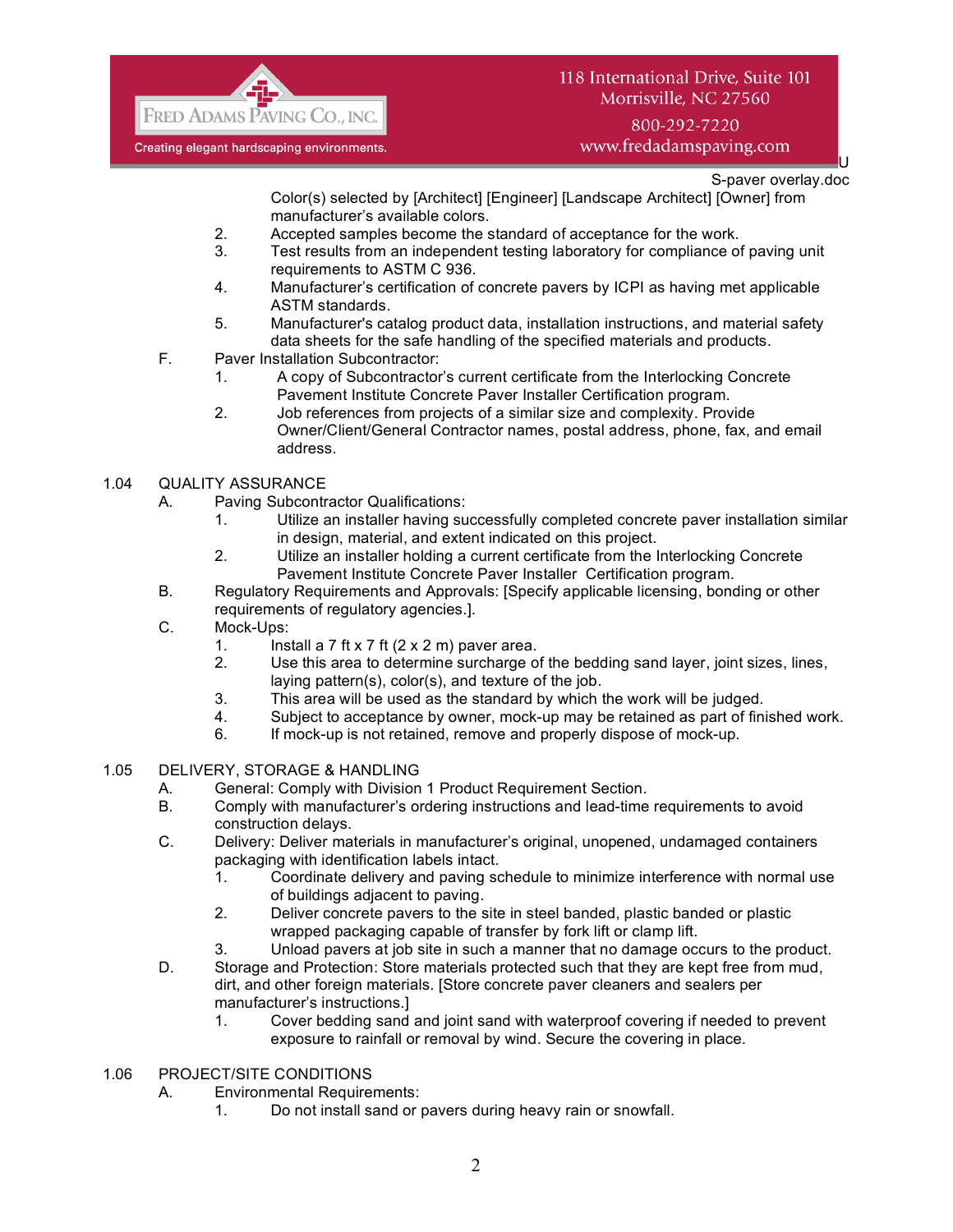Color(s) selected by [Architect] [Engineer] [Landscape Architect] [Owner] from manufacturer's available colors.

2. Accepted samples become the standard of acceptance for the work.
3. Test results from an independent testing laboratory for compliance of paving unit requirements to ASTM C 936.
4. Manufacturer's certification of concrete pavers by ICPI as having met applicable ASTM standards.
5. Manufacturer's catalog product data, installation instructions, and material safety data sheets for the safe handling of the specified materials and products.

F. Paver Installation Subcontractor:
   1. A copy of Subcontractor's current certificate from the Interlocking Concrete Pavement Institute Concrete Paver Installer Certification program.
   2. Job references from projects of a similar size and complexity. Provide Owner/Client/General Contractor names, postal address, phone, fax, and email address.

## 1.04 QUALITY ASSURANCE

A. Paving Subcontractor Qualifications:
   1. Utilize an installer having successfully completed concrete paver installation similar in design, material, and extent indicated on this project.
   2. Utilize an installer holding a current certificate from the Interlocking Concrete Pavement Institute Concrete Paver Installer Certification program.

B. Regulatory Requirements and Approvals: [Specify applicable licensing, bonding or other requirements of regulatory agencies.].

C. Mock-Ups:
   1. Install a 7 ft x 7 ft (2 x 2 m) paver area.
   2. Use this area to determine surcharge of the bedding sand layer, joint sizes, lines, laying pattern(s), color(s), and texture of the job.
   3. This area will be used as the standard by which the work will be judged.
   4. Subject to acceptance by owner, mock-up may be retained as part of finished work.
   6. If mock-up is not retained, remove and properly dispose of mock-up.

## 1.05 DELIVERY, STORAGE & HANDLING

A. General: Comply with Division 1 Product Requirement Section.

B. Comply with manufacturer's ordering instructions and lead-time requirements to avoid construction delays.

C. Delivery: Deliver materials in manufacturer's original, unopened, undamaged containers packaging with identification labels intact.
   1. Coordinate delivery and paving schedule to minimize interference with normal use of buildings adjacent to paving.
   2. Deliver concrete pavers to the site in steel banded, plastic banded or plastic wrapped packaging capable of transfer by fork lift or clamp lift.
   3. Unload pavers at job site in such a manner that no damage occurs to the product.

D. Storage and Protection: Store materials protected such that they are kept free from mud, dirt, and other foreign materials. [Store concrete paver cleaners and sealers per manufacturer's instructions.]
   1. Cover bedding sand and joint sand with waterproof covering if needed to prevent exposure to rainfall or removal by wind. Secure the covering in place.

## 1.06 PROJECT/SITE CONDITIONS

A. Environmental Requirements:
   1. Do not install sand or pavers during heavy rain or snowfall.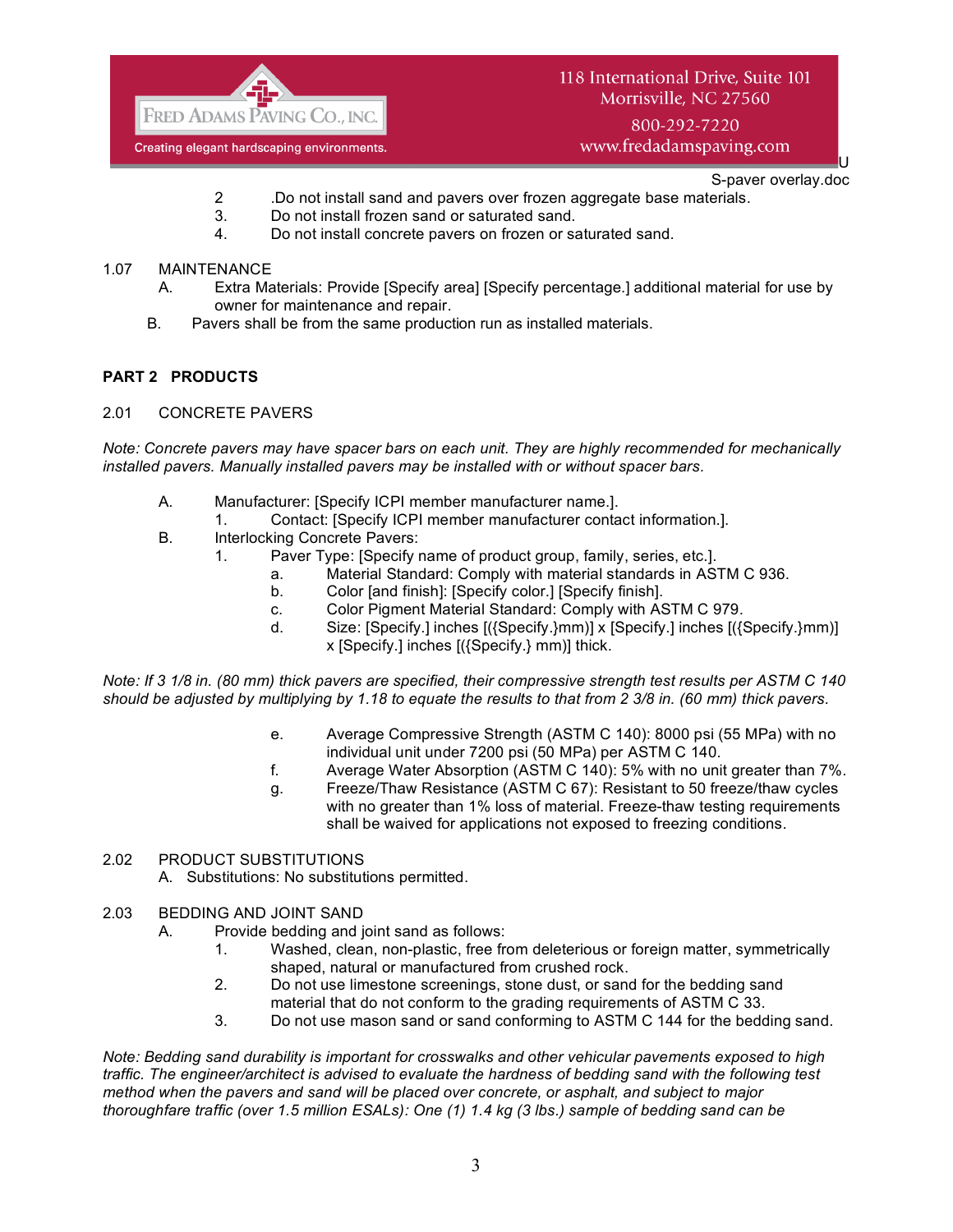2. .Do not install sand and pavers over frozen aggregate base materials.
3. Do not install frozen sand or saturated sand.
4. Do not install concrete pavers on frozen or saturated sand.

1.07 MAINTENANCE

A. Extra Materials: Provide [Specify area] [Specify percentage.] additional material for use by owner for maintenance and repair.

B. Pavers shall be from the same production run as installed materials.

## PART 2 PRODUCTS

2.01 CONCRETE PAVERS

*Note: Concrete pavers may have spacer bars on each unit. They are highly recommended for mechanically installed pavers. Manually installed pavers may be installed with or without spacer bars.*

A. Manufacturer: [Specify ICPI member manufacturer name.].
   1. Contact: [Specify ICPI member manufacturer contact information.].

B. Interlocking Concrete Pavers:
   1. Paver Type: [Specify name of product group, family, series, etc.].
      a. Material Standard: Comply with material standards in ASTM C 936.
      b. Color [and finish]: [Specify color.] [Specify finish].
      c. Color Pigment Material Standard: Comply with ASTM C 979.
      d. Size: [Specify.] inches [({Specify.}mm)] x [Specify.] inches [({Specify.}mm)] x [Specify.] inches [({Specify.} mm)] thick.

*Note: If 3 1/8 in. (80 mm) thick pavers are specified, their compressive strength test results per ASTM C 140 should be adjusted by multiplying by 1.18 to equate the results to that from 2 3/8 in. (60 mm) thick pavers.*

      e. Average Compressive Strength (ASTM C 140): 8000 psi (55 MPa) with no individual unit under 7200 psi (50 MPa) per ASTM C 140.
      f. Average Water Absorption (ASTM C 140): 5% with no unit greater than 7%.
      g. Freeze/Thaw Resistance (ASTM C 67): Resistant to 50 freeze/thaw cycles with no greater than 1% loss of material. Freeze-thaw testing requirements shall be waived for applications not exposed to freezing conditions.

2.02 PRODUCT SUBSTITUTIONS

A. Substitutions: No substitutions permitted.

2.03 BEDDING AND JOINT SAND

A. Provide bedding and joint sand as follows:
   1. Washed, clean, non-plastic, free from deleterious or foreign matter, symmetrically shaped, natural or manufactured from crushed rock.
   2. Do not use limestone screenings, stone dust, or sand for the bedding sand material that do not conform to the grading requirements of ASTM C 33.
   3. Do not use mason sand or sand conforming to ASTM C 144 for the bedding sand.

*Note: Bedding sand durability is important for crosswalks and other vehicular pavements exposed to high traffic. The engineer/architect is advised to evaluate the hardness of bedding sand with the following test method when the pavers and sand will be placed over concrete, or asphalt, and subject to major thoroughfare traffic (over 1.5 million ESALs): One (1) 1.4 kg (3 lbs.) sample of bedding sand can be*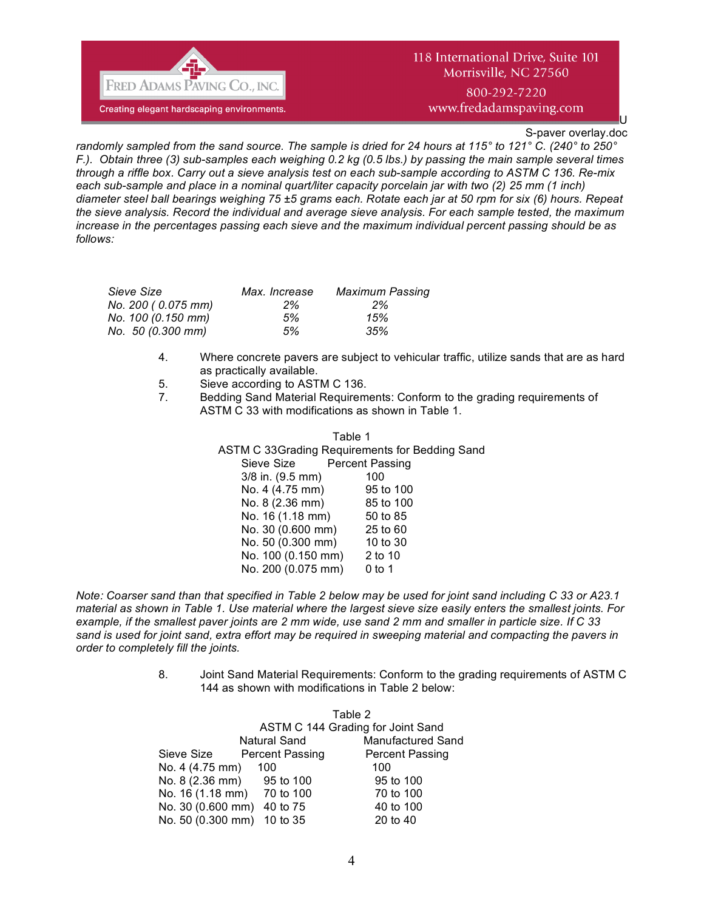*randomly sampled from the sand source. The sample is dried for 24 hours at 115° to 121° C. (240° to 250° F.). Obtain three (3) sub-samples each weighing 0.2 kg (0.5 lbs.) by passing the main sample several times through a riffle box. Carry out a sieve analysis test on each sub-sample according to ASTM C 136. Re-mix each sub-sample and place in a nominal quart/liter capacity porcelain jar with two (2) 25 mm (1 inch) diameter steel ball bearings weighing 75 ±5 grams each. Rotate each jar at 50 rpm for six (6) hours. Repeat the sieve analysis. Record the individual and average sieve analysis. For each sample tested, the maximum increase in the percentages passing each sieve and the maximum individual percent passing should be as follows:*

| *Sieve Size* | *Max. Increase* | *Maximum Passing* |
|---|---|---|
| *No. 200 ( 0.075 mm)* | *2%* | *2%* |
| *No. 100 (0.150 mm)* | *5%* | *15%* |
| *No. 50 (0.300 mm)* | *5%* | *35%* |

4. Where concrete pavers are subject to vehicular traffic, utilize sands that are as hard as practically available.
5. Sieve according to ASTM C 136.
7. Bedding Sand Material Requirements: Conform to the grading requirements of ASTM C 33 with modifications as shown in Table 1.

Table 1
ASTM C 33Grading Requirements for Bedding Sand

| Sieve Size | Percent Passing |
|---|---|
| 3/8 in. (9.5 mm) | 100 |
| No. 4 (4.75 mm) | 95 to 100 |
| No. 8 (2.36 mm) | 85 to 100 |
| No. 16 (1.18 mm) | 50 to 85 |
| No. 30 (0.600 mm) | 25 to 60 |
| No. 50 (0.300 mm) | 10 to 30 |
| No. 100 (0.150 mm) | 2 to 10 |
| No. 200 (0.075 mm) | 0 to 1 |

*Note: Coarser sand than that specified in Table 2 below may be used for joint sand including C 33 or A23.1 material as shown in Table 1. Use material where the largest sieve size easily enters the smallest joints. For example, if the smallest paver joints are 2 mm wide, use sand 2 mm and smaller in particle size. If C 33 sand is used for joint sand, extra effort may be required in sweeping material and compacting the pavers in order to completely fill the joints.*

8. Joint Sand Material Requirements: Conform to the grading requirements of ASTM C 144 as shown with modifications in Table 2 below:

Table 2
ASTM C 144 Grading for Joint Sand

| Sieve Size | Natural Sand Percent Passing | Manufactured Sand Percent Passing |
|---|---|---|
| No. 4 (4.75 mm) | 100 | 100 |
| No. 8 (2.36 mm) | 95 to 100 | 95 to 100 |
| No. 16 (1.18 mm) | 70 to 100 | 70 to 100 |
| No. 30 (0.600 mm) | 40 to 75 | 40 to 100 |
| No. 50 (0.300 mm) | 10 to 35 | 20 to 40 |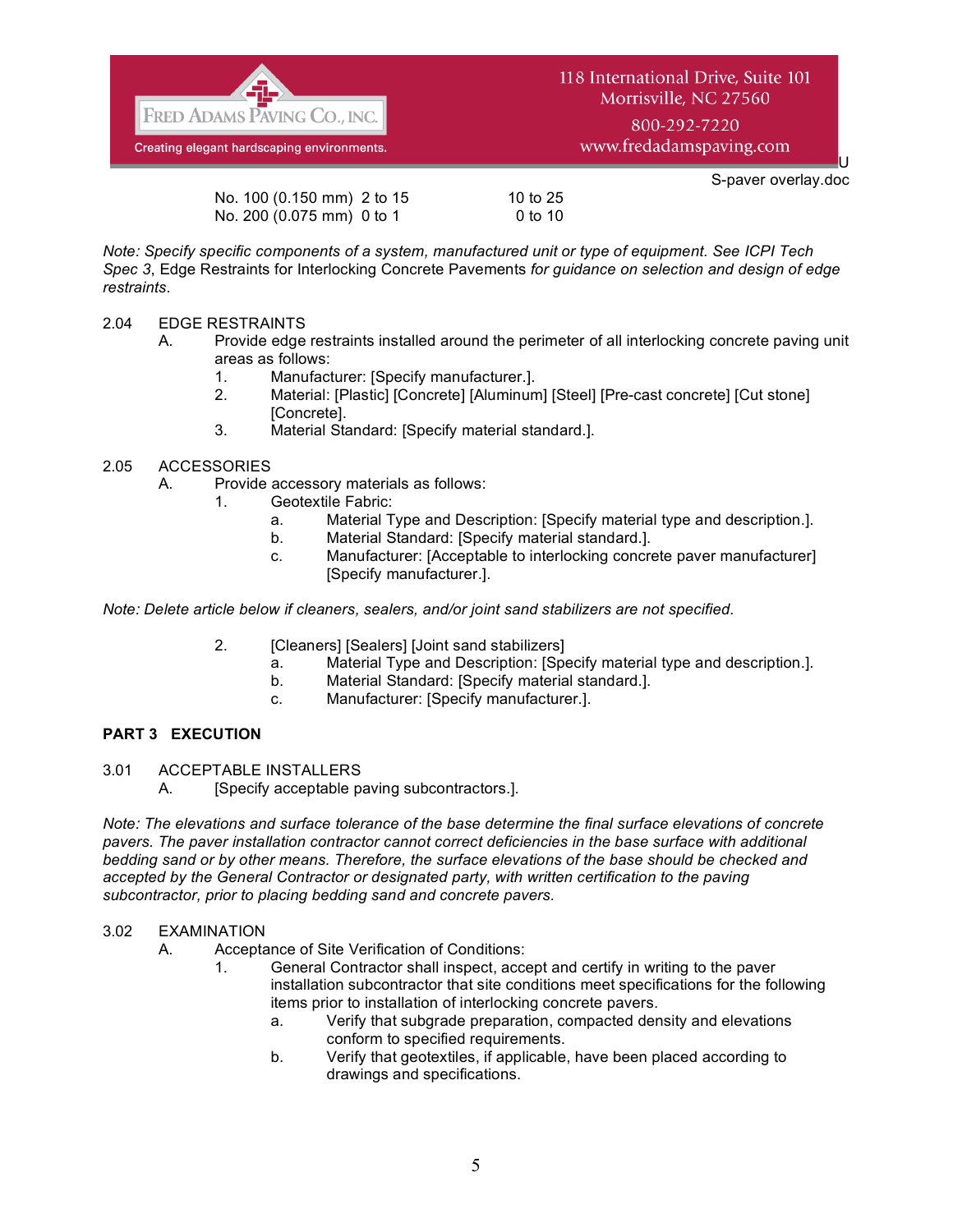| | | |
|---|---|---|
| No. 100 (0.150 mm) | 2 to 15 | 10 to 25 |
| No. 200 (0.075 mm) | 0 to 1 | 0 to 10 |

*Note: Specify specific components of a system, manufactured unit or type of equipment. See ICPI Tech Spec 3*, Edge Restraints for Interlocking Concrete Pavements *for guidance on selection and design of edge restraints.*

2.04 EDGE RESTRAINTS

A. Provide edge restraints installed around the perimeter of all interlocking concrete paving unit areas as follows:

1. Manufacturer: [Specify manufacturer.].
2. Material: [Plastic] [Concrete] [Aluminum] [Steel] [Pre-cast concrete] [Cut stone] [Concrete].
3. Material Standard: [Specify material standard.].

2.05 ACCESSORIES

A. Provide accessory materials as follows:

1. Geotextile Fabric:
   a. Material Type and Description: [Specify material type and description.].
   b. Material Standard: [Specify material standard.].
   c. Manufacturer: [Acceptable to interlocking concrete paver manufacturer] [Specify manufacturer.].

*Note: Delete article below if cleaners, sealers, and/or joint sand stabilizers are not specified.*

2. [Cleaners] [Sealers] [Joint sand stabilizers]
   a. Material Type and Description: [Specify material type and description.].
   b. Material Standard: [Specify material standard.].
   c. Manufacturer: [Specify manufacturer.].

## PART 3 EXECUTION

3.01 ACCEPTABLE INSTALLERS

A. [Specify acceptable paving subcontractors.].

*Note: The elevations and surface tolerance of the base determine the final surface elevations of concrete pavers. The paver installation contractor cannot correct deficiencies in the base surface with additional bedding sand or by other means. Therefore, the surface elevations of the base should be checked and accepted by the General Contractor or designated party, with written certification to the paving subcontractor, prior to placing bedding sand and concrete pavers.*

3.02 EXAMINATION

A. Acceptance of Site Verification of Conditions:

1. General Contractor shall inspect, accept and certify in writing to the paver installation subcontractor that site conditions meet specifications for the following items prior to installation of interlocking concrete pavers.
   a. Verify that subgrade preparation, compacted density and elevations conform to specified requirements.
   b. Verify that geotextiles, if applicable, have been placed according to drawings and specifications.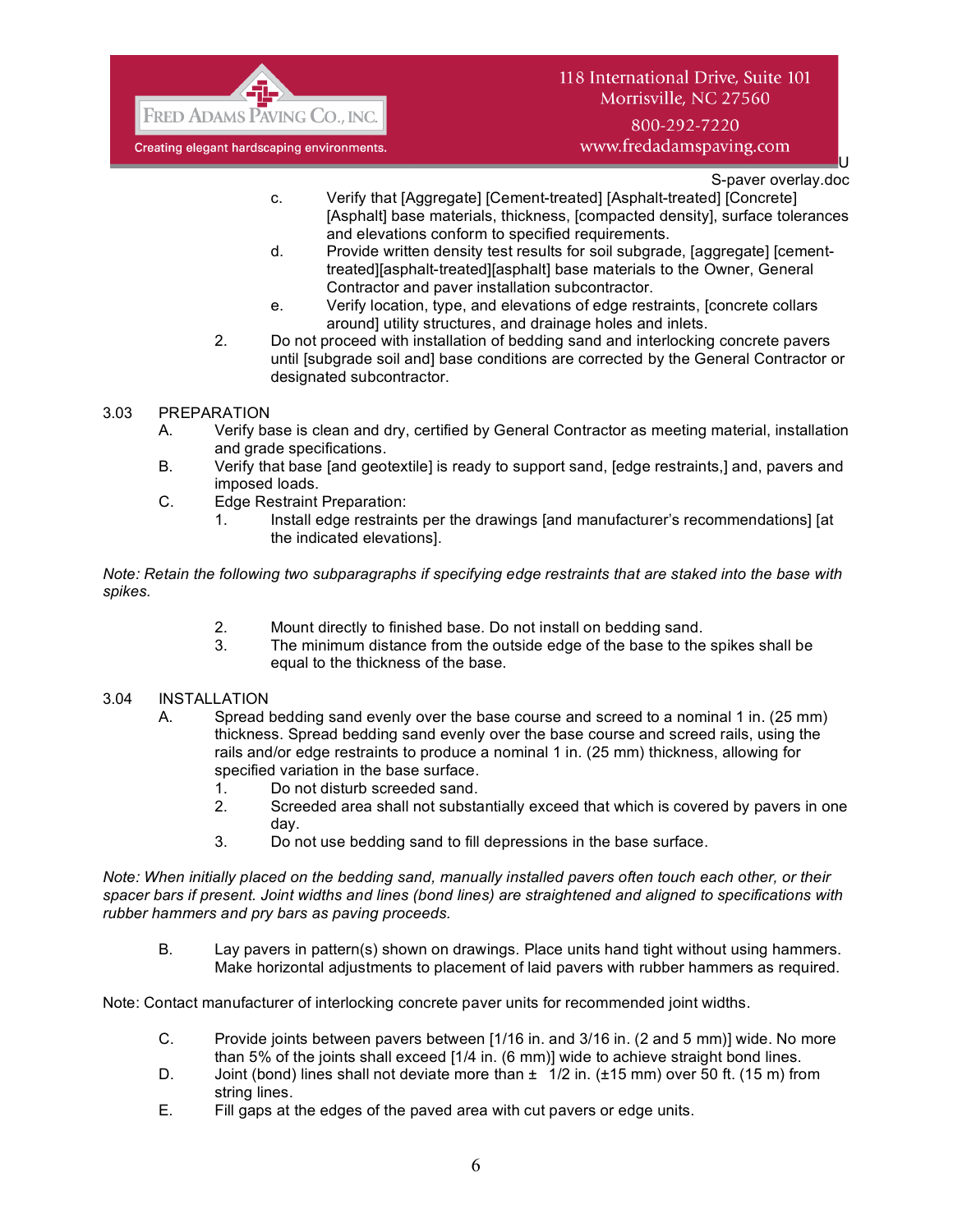c. Verify that [Aggregate] [Cement-treated] [Asphalt-treated] [Concrete] [Asphalt] base materials, thickness, [compacted density], surface tolerances and elevations conform to specified requirements.

d. Provide written density test results for soil subgrade, [aggregate] [cement-treated][asphalt-treated][asphalt] base materials to the Owner, General Contractor and paver installation subcontractor.

e. Verify location, type, and elevations of edge restraints, [concrete collars around] utility structures, and drainage holes and inlets.

2. Do not proceed with installation of bedding sand and interlocking concrete pavers until [subgrade soil and] base conditions are corrected by the General Contractor or designated subcontractor.

## 3.03 PREPARATION

A. Verify base is clean and dry, certified by General Contractor as meeting material, installation and grade specifications.

B. Verify that base [and geotextile] is ready to support sand, [edge restraints,] and, pavers and imposed loads.

C. Edge Restraint Preparation:

1. Install edge restraints per the drawings [and manufacturer's recommendations] [at the indicated elevations].

*Note: Retain the following two subparagraphs if specifying edge restraints that are staked into the base with spikes.*

2. Mount directly to finished base. Do not install on bedding sand.

3. The minimum distance from the outside edge of the base to the spikes shall be equal to the thickness of the base.

## 3.04 INSTALLATION

A. Spread bedding sand evenly over the base course and screed to a nominal 1 in. (25 mm) thickness. Spread bedding sand evenly over the base course and screed rails, using the rails and/or edge restraints to produce a nominal 1 in. (25 mm) thickness, allowing for specified variation in the base surface.

1. Do not disturb screeded sand.
2. Screeded area shall not substantially exceed that which is covered by pavers in one day.
3. Do not use bedding sand to fill depressions in the base surface.

*Note: When initially placed on the bedding sand, manually installed pavers often touch each other, or their spacer bars if present. Joint widths and lines (bond lines) are straightened and aligned to specifications with rubber hammers and pry bars as paving proceeds.*

B. Lay pavers in pattern(s) shown on drawings. Place units hand tight without using hammers. Make horizontal adjustments to placement of laid pavers with rubber hammers as required.

Note: Contact manufacturer of interlocking concrete paver units for recommended joint widths.

C. Provide joints between pavers between [1/16 in. and 3/16 in. (2 and 5 mm)] wide. No more than 5% of the joints shall exceed [1/4 in. (6 mm)] wide to achieve straight bond lines.

D. Joint (bond) lines shall not deviate more than ± 1/2 in. (±15 mm) over 50 ft. (15 m) from string lines.

E. Fill gaps at the edges of the paved area with cut pavers or edge units.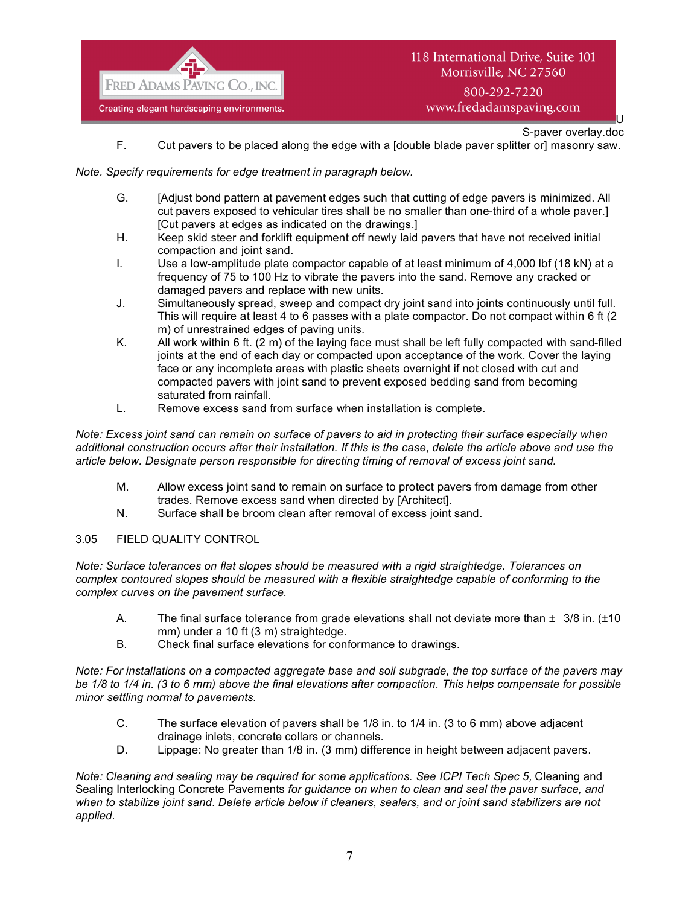F. Cut pavers to be placed along the edge with a [double blade paver splitter or] masonry saw.

*Note. Specify requirements for edge treatment in paragraph below.*

G. [Adjust bond pattern at pavement edges such that cutting of edge pavers is minimized. All cut pavers exposed to vehicular tires shall be no smaller than one-third of a whole paver.] [Cut pavers at edges as indicated on the drawings.]

H. Keep skid steer and forklift equipment off newly laid pavers that have not received initial compaction and joint sand.

I. Use a low-amplitude plate compactor capable of at least minimum of 4,000 lbf (18 kN) at a frequency of 75 to 100 Hz to vibrate the pavers into the sand. Remove any cracked or damaged pavers and replace with new units.

J. Simultaneously spread, sweep and compact dry joint sand into joints continuously until full. This will require at least 4 to 6 passes with a plate compactor. Do not compact within 6 ft (2 m) of unrestrained edges of paving units.

K. All work within 6 ft. (2 m) of the laying face must shall be left fully compacted with sand-filled joints at the end of each day or compacted upon acceptance of the work. Cover the laying face or any incomplete areas with plastic sheets overnight if not closed with cut and compacted pavers with joint sand to prevent exposed bedding sand from becoming saturated from rainfall.

L. Remove excess sand from surface when installation is complete.

*Note: Excess joint sand can remain on surface of pavers to aid in protecting their surface especially when additional construction occurs after their installation. If this is the case, delete the article above and use the article below. Designate person responsible for directing timing of removal of excess joint sand.*

M. Allow excess joint sand to remain on surface to protect pavers from damage from other trades. Remove excess sand when directed by [Architect].

N. Surface shall be broom clean after removal of excess joint sand.

3.05 FIELD QUALITY CONTROL

*Note: Surface tolerances on flat slopes should be measured with a rigid straightedge. Tolerances on complex contoured slopes should be measured with a flexible straightedge capable of conforming to the complex curves on the pavement surface.*

A. The final surface tolerance from grade elevations shall not deviate more than ± 3/8 in. (±10 mm) under a 10 ft (3 m) straightedge.

B. Check final surface elevations for conformance to drawings.

*Note: For installations on a compacted aggregate base and soil subgrade, the top surface of the pavers may be 1/8 to 1/4 in. (3 to 6 mm) above the final elevations after compaction. This helps compensate for possible minor settling normal to pavements.*

C. The surface elevation of pavers shall be 1/8 in. to 1/4 in. (3 to 6 mm) above adjacent drainage inlets, concrete collars or channels.

D. Lippage: No greater than 1/8 in. (3 mm) difference in height between adjacent pavers.

*Note: Cleaning and sealing may be required for some applications. See ICPI Tech Spec 5,* Cleaning and Sealing Interlocking Concrete Pavements *for guidance on when to clean and seal the paver surface, and when to stabilize joint sand. Delete article below if cleaners, sealers, and or joint sand stabilizers are not applied.*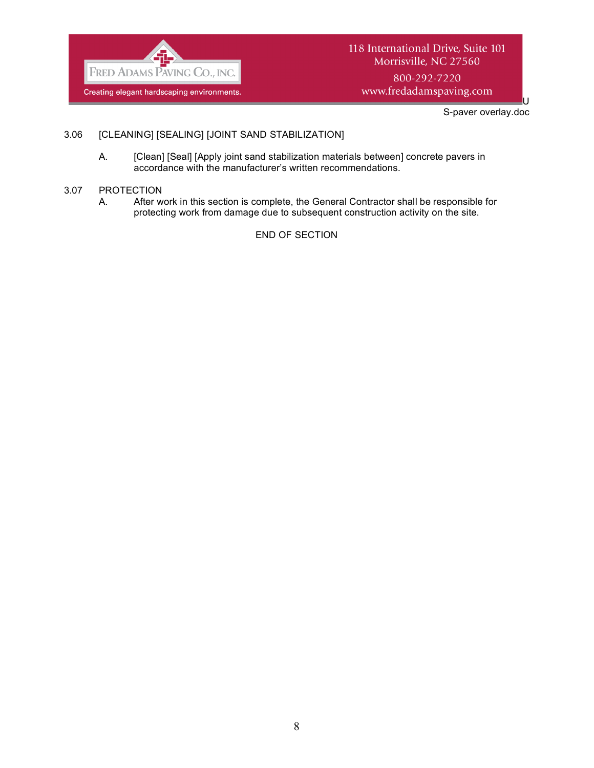3.06 [CLEANING] [SEALING] [JOINT SAND STABILIZATION]

A. [Clean] [Seal] [Apply joint sand stabilization materials between] concrete pavers in accordance with the manufacturer's written recommendations.

3.07 PROTECTION

A. After work in this section is complete, the General Contractor shall be responsible for protecting work from damage due to subsequent construction activity on the site.

END OF SECTION